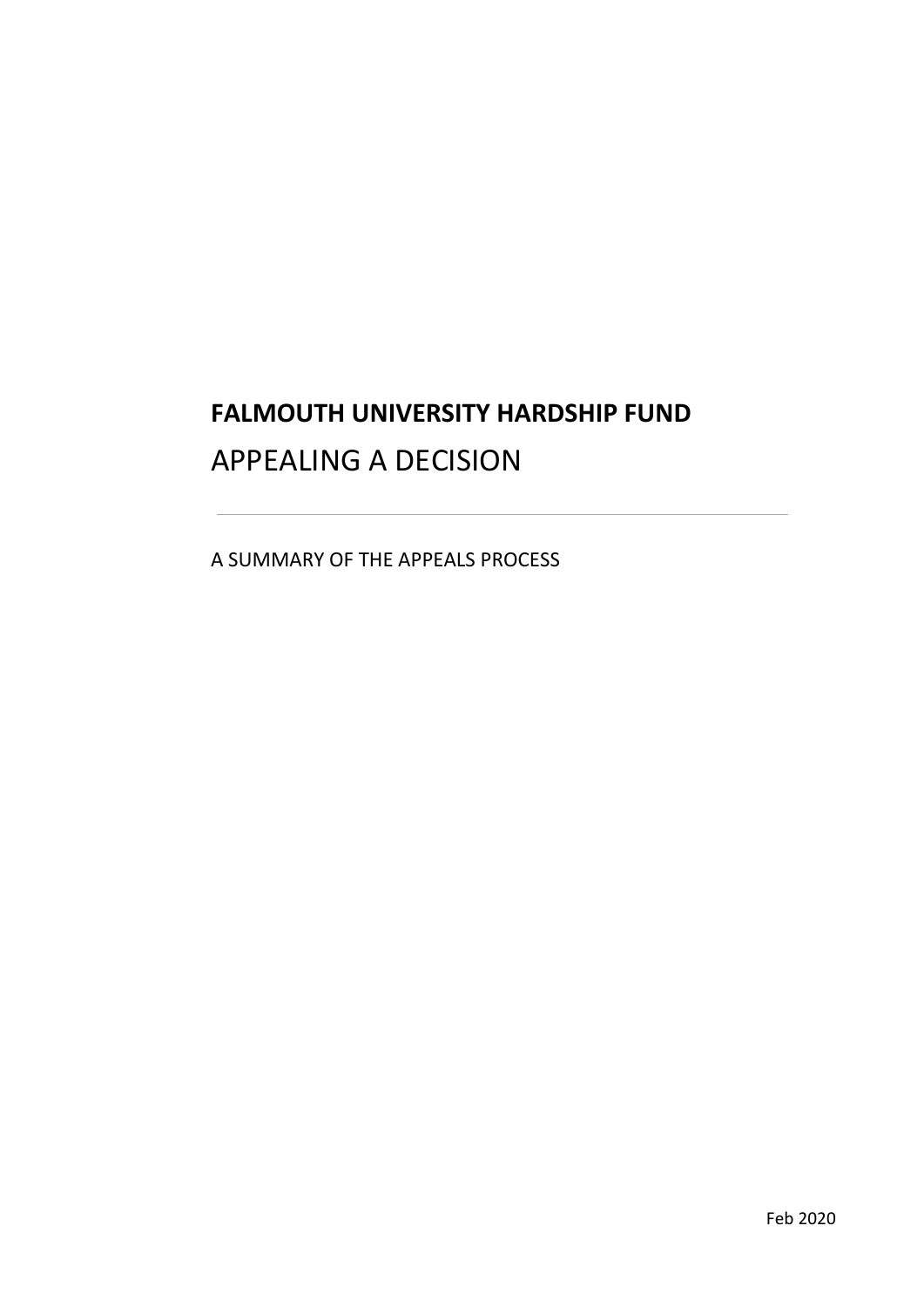# FALMOUTH UNIVERSITY HARDSHIP FUND

## APPEALING A DECISION

---

A SUMMARY OF THE APPEALS PROCESS

Feb 2020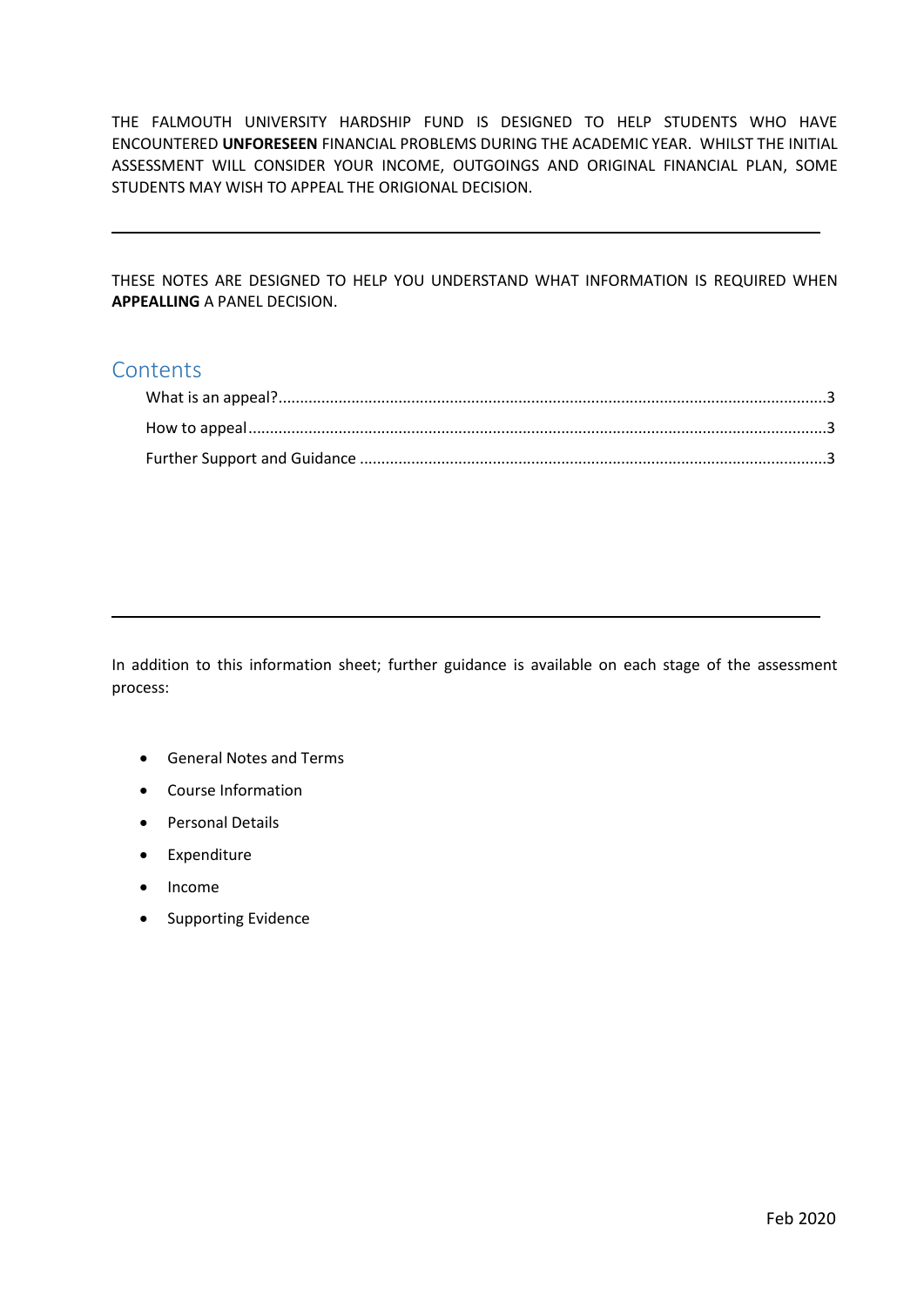THE FALMOUTH UNIVERSITY HARDSHIP FUND IS DESIGNED TO HELP STUDENTS WHO HAVE ENCOUNTERED **UNFORESEEN** FINANCIAL PROBLEMS DURING THE ACADEMIC YEAR. WHILST THE INITIAL ASSESSMENT WILL CONSIDER YOUR INCOME, OUTGOINGS AND ORIGINAL FINANCIAL PLAN, SOME STUDENTS MAY WISH TO APPEAL THE ORIGIONAL DECISION.

---

THESE NOTES ARE DESIGNED TO HELP YOU UNDERSTAND WHAT INFORMATION IS REQUIRED WHEN **APPEALLING** A PANEL DECISION.

## Contents

What is an appeal?........................................3

How to appeal........................................3

Further Support and Guidance........................................3

---

In addition to this information sheet; further guidance is available on each stage of the assessment process:

- General Notes and Terms
- Course Information
- Personal Details
- Expenditure
- Income
- Supporting Evidence

Feb 2020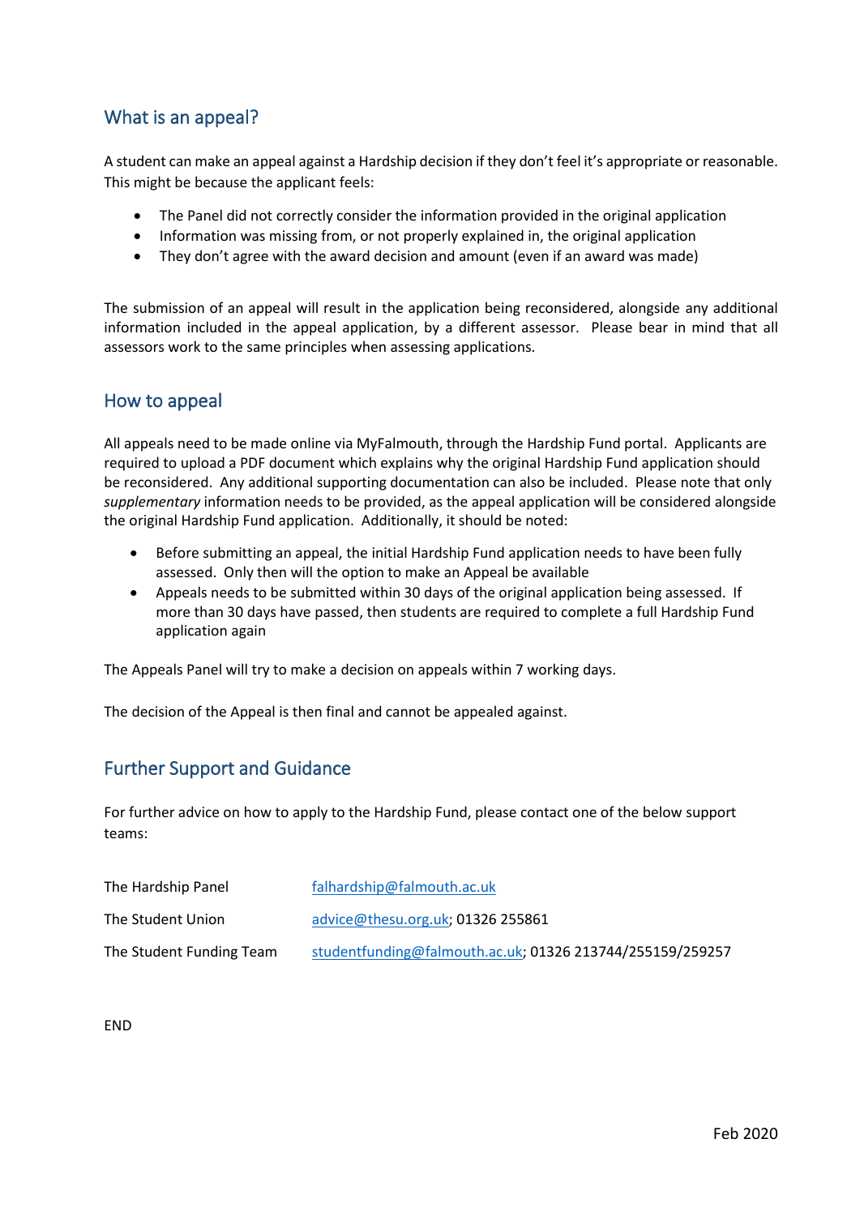## What is an appeal?

A student can make an appeal against a Hardship decision if they don't feel it's appropriate or reasonable. This might be because the applicant feels:

- The Panel did not correctly consider the information provided in the original application
- Information was missing from, or not properly explained in, the original application
- They don't agree with the award decision and amount (even if an award was made)

The submission of an appeal will result in the application being reconsidered, alongside any additional information included in the appeal application, by a different assessor. Please bear in mind that all assessors work to the same principles when assessing applications.

## How to appeal

All appeals need to be made online via MyFalmouth, through the Hardship Fund portal. Applicants are required to upload a PDF document which explains why the original Hardship Fund application should be reconsidered. Any additional supporting documentation can also be included. Please note that only *supplementary* information needs to be provided, as the appeal application will be considered alongside the original Hardship Fund application. Additionally, it should be noted:

- Before submitting an appeal, the initial Hardship Fund application needs to have been fully assessed. Only then will the option to make an Appeal be available
- Appeals needs to be submitted within 30 days of the original application being assessed. If more than 30 days have passed, then students are required to complete a full Hardship Fund application again

The Appeals Panel will try to make a decision on appeals within 7 working days.

The decision of the Appeal is then final and cannot be appealed against.

## Further Support and Guidance

For further advice on how to apply to the Hardship Fund, please contact one of the below support teams:

| | |
|---|---|
| The Hardship Panel | falhardship@falmouth.ac.uk |
| The Student Union | advice@thesu.org.uk; 01326 255861 |
| The Student Funding Team | studentfunding@falmouth.ac.uk; 01326 213744/255159/259257 |

END

Feb 2020